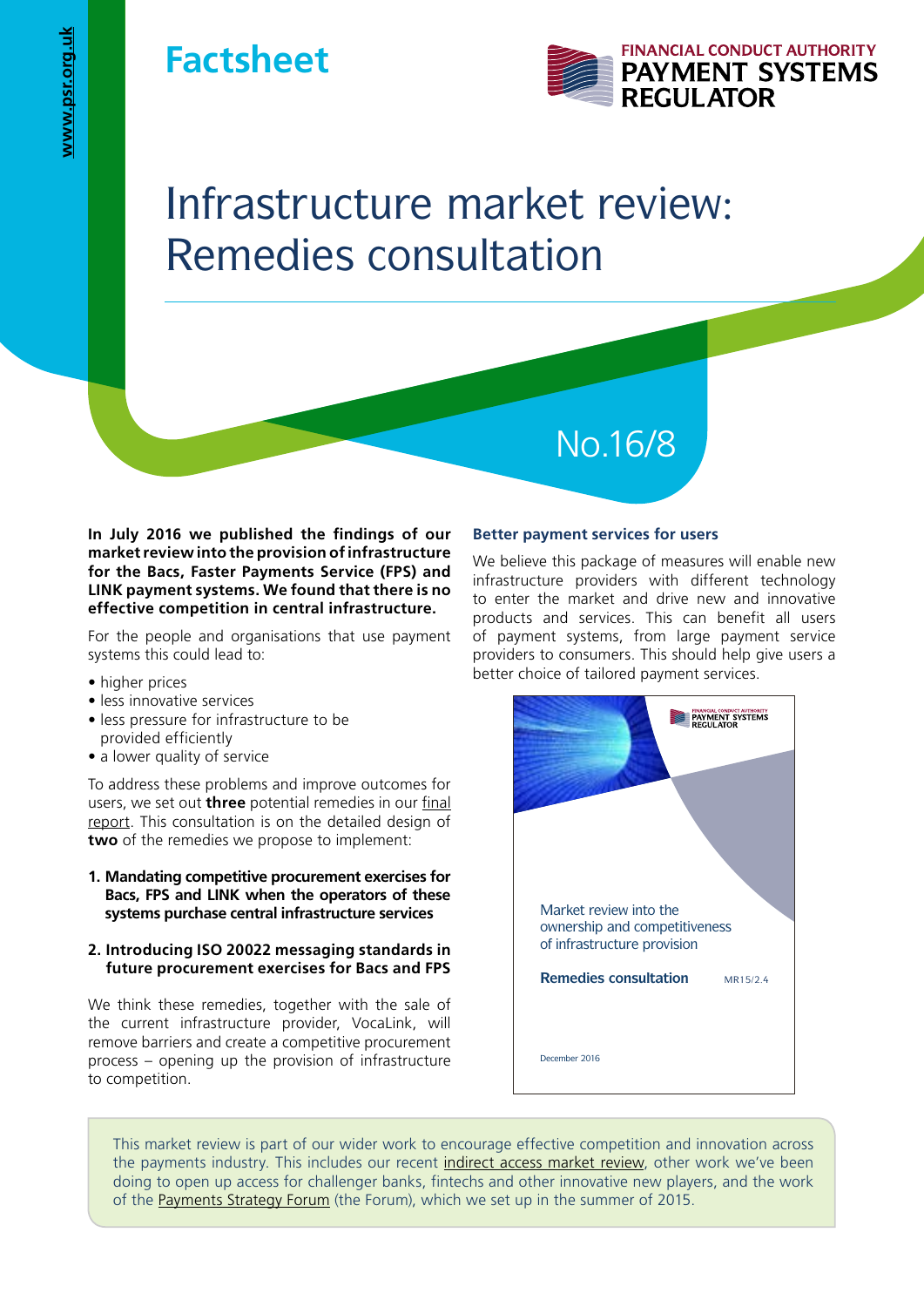# Factsheet

FINANCIAL CONDUCT AUTHORITY
PAYMENT SYSTEMS REGULATOR

www.psr.org.uk

# Infrastructure market review: Remedies consultation

No.16/8

**In July 2016 we published the findings of our market review into the provision of infrastructure for the Bacs, Faster Payments Service (FPS) and LINK payment systems. We found that there is no effective competition in central infrastructure.**

For the people and organisations that use payment systems this could lead to:

- higher prices
- less innovative services
- less pressure for infrastructure to be provided efficiently
- a lower quality of service

To address these problems and improve outcomes for users, we set out **three** potential remedies in our final report. This consultation is on the detailed design of **two** of the remedies we propose to implement:

1. **Mandating competitive procurement exercises for Bacs, FPS and LINK when the operators of these systems purchase central infrastructure services**
2. **Introducing ISO 20022 messaging standards in future procurement exercises for Bacs and FPS**

We think these remedies, together with the sale of the current infrastructure provider, VocaLink, will remove barriers and create a competitive procurement process – opening up the provision of infrastructure to competition.

### Better payment services for users

We believe this package of measures will enable new infrastructure providers with different technology to enter the market and drive new and innovative products and services. This can benefit all users of payment systems, from large payment service providers to consumers. This should help give users a better choice of tailored payment services.

FINANCIAL CONDUCT AUTHORITY PAYMENT SYSTEMS REGULATOR

Market review into the ownership and competitiveness of infrastructure provision

**Remedies consultation** MR15/2.4

December 2016

This market review is part of our wider work to encourage effective competition and innovation across the payments industry. This includes our recent indirect access market review, other work we've been doing to open up access for challenger banks, fintechs and other innovative new players, and the work of the Payments Strategy Forum (the Forum), which we set up in the summer of 2015.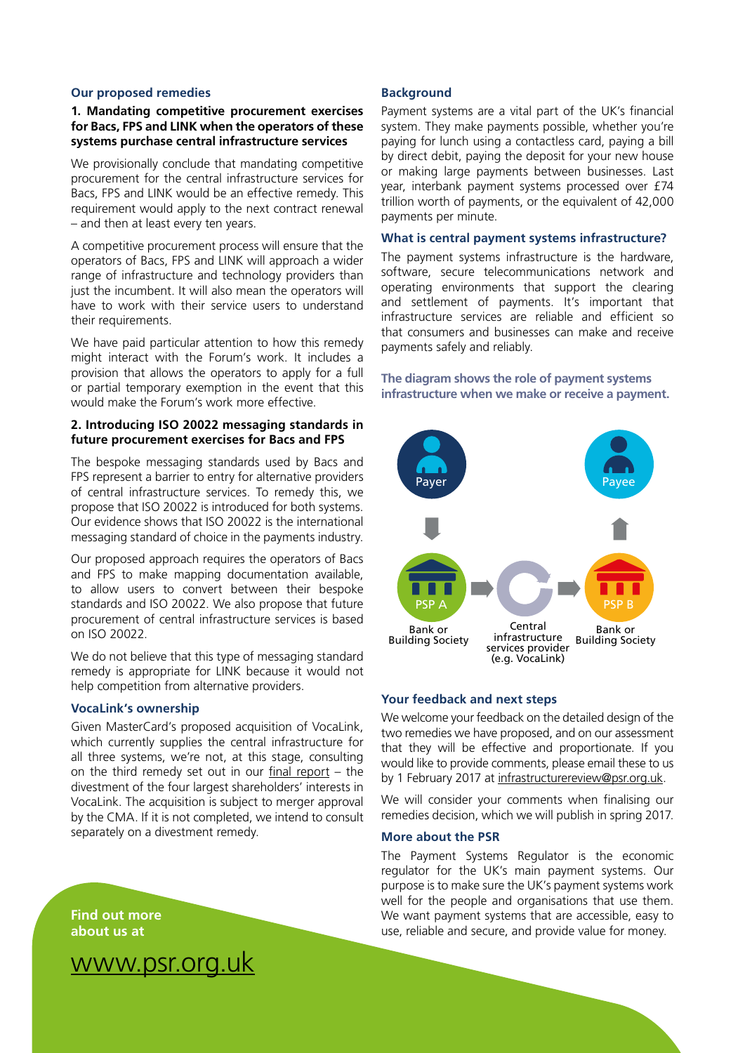## Our proposed remedies

**1. Mandating competitive procurement exercises for Bacs, FPS and LINK when the operators of these systems purchase central infrastructure services**

We provisionally conclude that mandating competitive procurement for the central infrastructure services for Bacs, FPS and LINK would be an effective remedy. This requirement would apply to the next contract renewal – and then at least every ten years.

A competitive procurement process will ensure that the operators of Bacs, FPS and LINK will approach a wider range of infrastructure and technology providers than just the incumbent. It will also mean the operators will have to work with their service users to understand their requirements.

We have paid particular attention to how this remedy might interact with the Forum's work. It includes a provision that allows the operators to apply for a full or partial temporary exemption in the event that this would make the Forum's work more effective.

**2. Introducing ISO 20022 messaging standards in future procurement exercises for Bacs and FPS**

The bespoke messaging standards used by Bacs and FPS represent a barrier to entry for alternative providers of central infrastructure services. To remedy this, we propose that ISO 20022 is introduced for both systems. Our evidence shows that ISO 20022 is the international messaging standard of choice in the payments industry.

Our proposed approach requires the operators of Bacs and FPS to make mapping documentation available, to allow users to convert between their bespoke standards and ISO 20022. We also propose that future procurement of central infrastructure services is based on ISO 20022.

We do not believe that this type of messaging standard remedy is appropriate for LINK because it would not help competition from alternative providers.

## VocaLink's ownership

Given MasterCard's proposed acquisition of VocaLink, which currently supplies the central infrastructure for all three systems, we're not, at this stage, consulting on the third remedy set out in our final report – the divestment of the four largest shareholders' interests in VocaLink. The acquisition is subject to merger approval by the CMA. If it is not completed, we intend to consult separately on a divestment remedy.

## Background

Payment systems are a vital part of the UK's financial system. They make payments possible, whether you're paying for lunch using a contactless card, paying a bill by direct debit, paying the deposit for your new house or making large payments between businesses. Last year, interbank payment systems processed over £74 trillion worth of payments, or the equivalent of 42,000 payments per minute.

## What is central payment systems infrastructure?

The payment systems infrastructure is the hardware, software, secure telecommunications network and operating environments that support the clearing and settlement of payments. It's important that infrastructure services are reliable and efficient so that consumers and businesses can make and receive payments safely and reliably.

**The diagram shows the role of payment systems infrastructure when we make or receive a payment.**

Payer

Payee

PSP A
Bank or Building Society

Central infrastructure services provider (e.g. VocaLink)

PSP B
Bank or Building Society

## Your feedback and next steps

We welcome your feedback on the detailed design of the two remedies we have proposed, and on our assessment that they will be effective and proportionate. If you would like to provide comments, please email these to us by 1 February 2017 at infrastructurereview@psr.org.uk.

We will consider your comments when finalising our remedies decision, which we will publish in spring 2017.

## More about the PSR

The Payment Systems Regulator is the economic regulator for the UK's main payment systems. Our purpose is to make sure the UK's payment systems work well for the people and organisations that use them. We want payment systems that are accessible, easy to use, reliable and secure, and provide value for money.

**Find out more about us at**

www.psr.org.uk